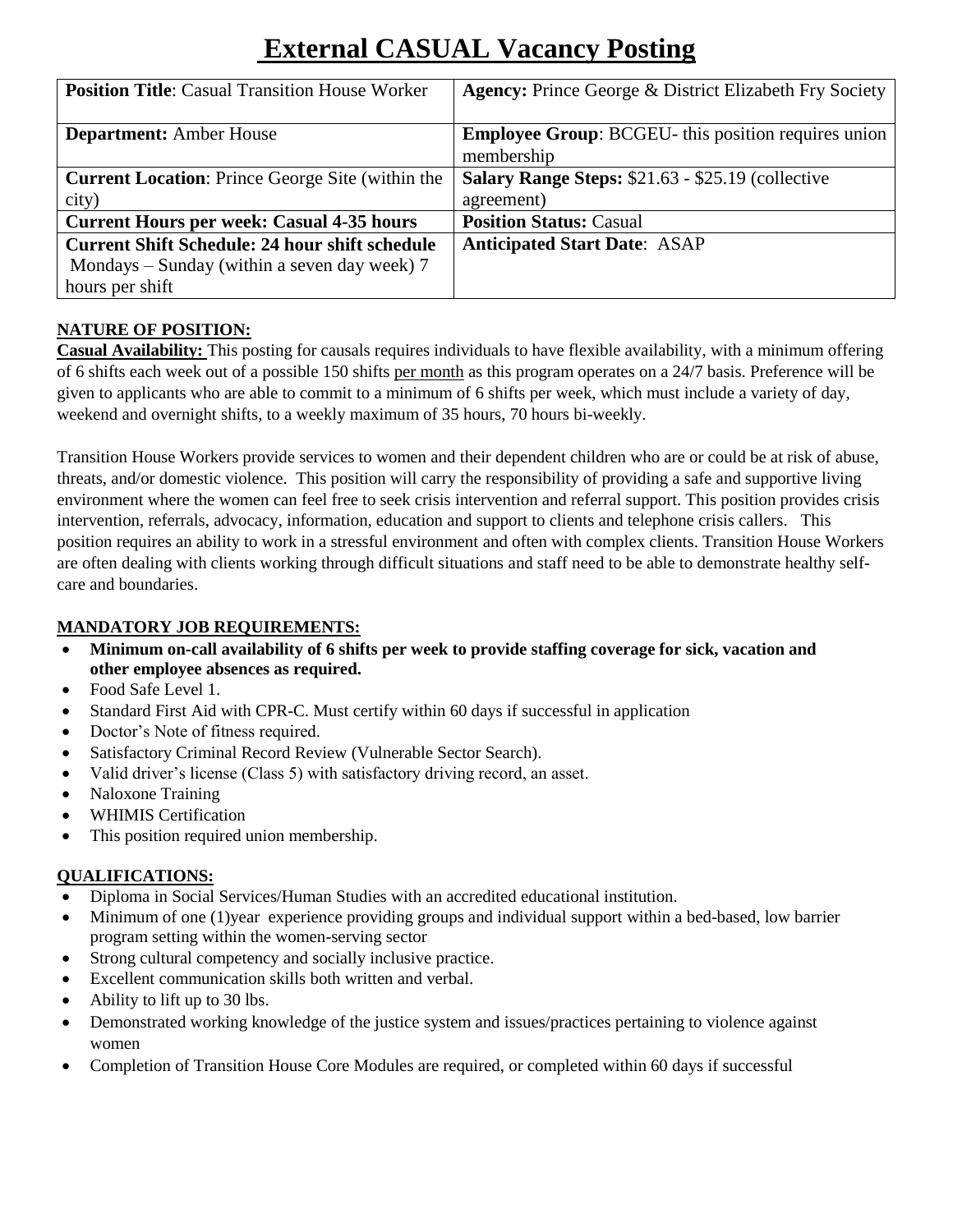# External CASUAL Vacancy Posting

| **Position Title**: Casual Transition House Worker | **Agency:** Prince George & District Elizabeth Fry Society |
|---|---|
| **Department:** Amber House | **Employee Group**: BCGEU- this position requires union membership |
| **Current Location**: Prince George Site (within the city) | **Salary Range Steps:** $21.63 - $25.19 (collective agreement) |
| **Current Hours per week: Casual 4-35 hours** | **Position Status:** Casual |
| **Current Shift Schedule: 24 hour shift schedule** Mondays – Sunday (within a seven day week) 7 hours per shift | **Anticipated Start Date**: ASAP |

## NATURE OF POSITION:

**Casual Availability:** This posting for causals requires individuals to have flexible availability, with a minimum offering of 6 shifts each week out of a possible 150 shifts per month as this program operates on a 24/7 basis. Preference will be given to applicants who are able to commit to a minimum of 6 shifts per week, which must include a variety of day, weekend and overnight shifts, to a weekly maximum of 35 hours, 70 hours bi-weekly.

Transition House Workers provide services to women and their dependent children who are or could be at risk of abuse, threats, and/or domestic violence. This position will carry the responsibility of providing a safe and supportive living environment where the women can feel free to seek crisis intervention and referral support. This position provides crisis intervention, referrals, advocacy, information, education and support to clients and telephone crisis callers. This position requires an ability to work in a stressful environment and often with complex clients. Transition House Workers are often dealing with clients working through difficult situations and staff need to be able to demonstrate healthy self-care and boundaries.

## MANDATORY JOB REQUIREMENTS:

- **Minimum on-call availability of 6 shifts per week to provide staffing coverage for sick, vacation and other employee absences as required.**
- Food Safe Level 1.
- Standard First Aid with CPR-C. Must certify within 60 days if successful in application
- Doctor's Note of fitness required.
- Satisfactory Criminal Record Review (Vulnerable Sector Search).
- Valid driver's license (Class 5) with satisfactory driving record, an asset.
- Naloxone Training
- WHIMIS Certification
- This position required union membership.

## QUALIFICATIONS:

- Diploma in Social Services/Human Studies with an accredited educational institution.
- Minimum of one (1)year experience providing groups and individual support within a bed-based, low barrier program setting within the women-serving sector
- Strong cultural competency and socially inclusive practice.
- Excellent communication skills both written and verbal.
- Ability to lift up to 30 lbs.
- Demonstrated working knowledge of the justice system and issues/practices pertaining to violence against women
- Completion of Transition House Core Modules are required, or completed within 60 days if successful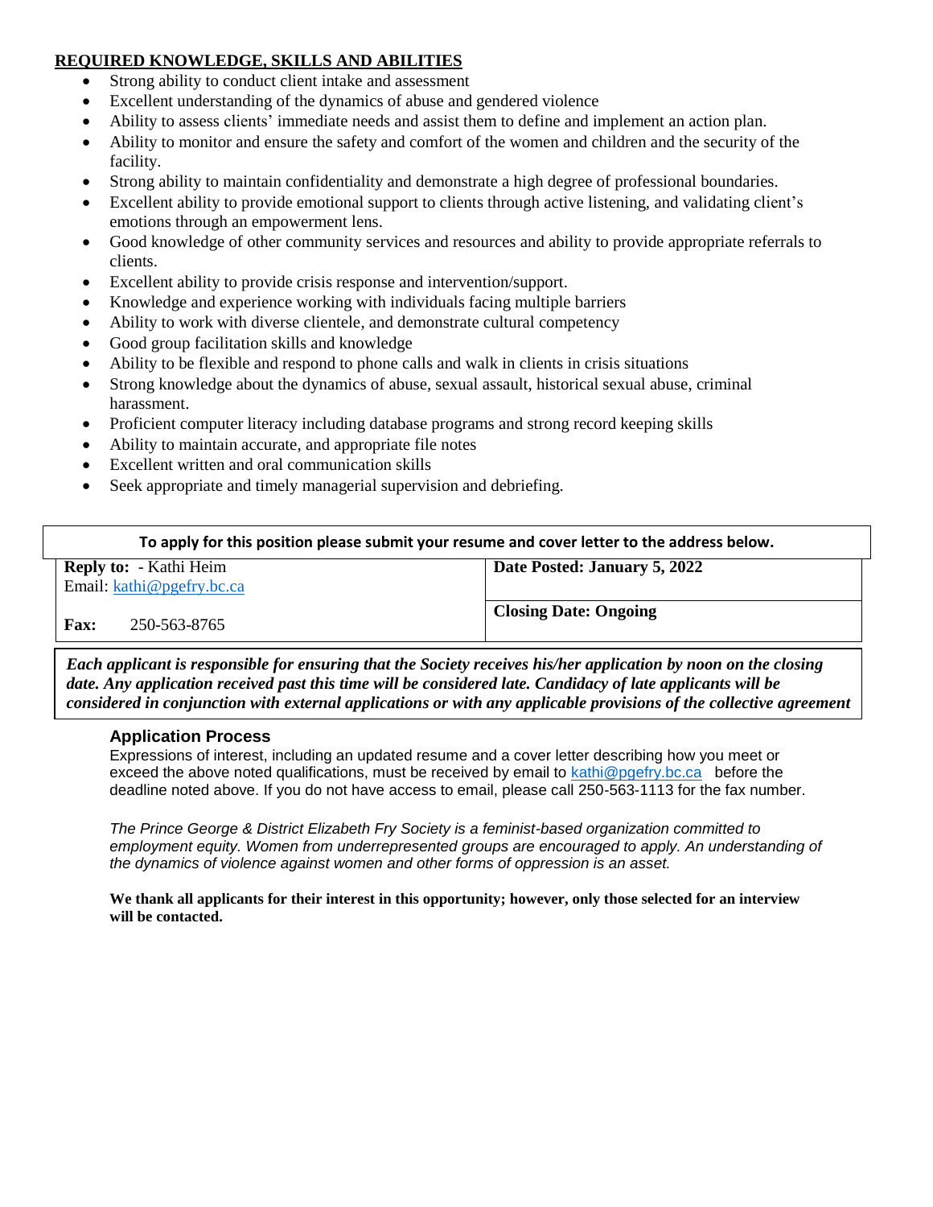## REQUIRED KNOWLEDGE, SKILLS AND ABILITIES

- Strong ability to conduct client intake and assessment
- Excellent understanding of the dynamics of abuse and gendered violence
- Ability to assess clients' immediate needs and assist them to define and implement an action plan.
- Ability to monitor and ensure the safety and comfort of the women and children and the security of the facility.
- Strong ability to maintain confidentiality and demonstrate a high degree of professional boundaries.
- Excellent ability to provide emotional support to clients through active listening, and validating client's emotions through an empowerment lens.
- Good knowledge of other community services and resources and ability to provide appropriate referrals to clients.
- Excellent ability to provide crisis response and intervention/support.
- Knowledge and experience working with individuals facing multiple barriers
- Ability to work with diverse clientele, and demonstrate cultural competency
- Good group facilitation skills and knowledge
- Ability to be flexible and respond to phone calls and walk in clients in crisis situations
- Strong knowledge about the dynamics of abuse, sexual assault, historical sexual abuse, criminal harassment.
- Proficient computer literacy including database programs and strong record keeping skills
- Ability to maintain accurate, and appropriate file notes
- Excellent written and oral communication skills
- Seek appropriate and timely managerial supervision and debriefing.

| To apply for this position please submit your resume and cover letter to the address below. | |
|---|---|
| **Reply to:** - Kathi Heim<br>Email: kathi@pgefry.bc.ca<br>**Fax:** 250-563-8765 | **Date Posted: January 5, 2022**<br>**Closing Date: Ongoing** |

***Each applicant is responsible for ensuring that the Society receives his/her application by noon on the closing date. Any application received past this time will be considered late. Candidacy of late applicants will be considered in conjunction with external applications or with any applicable provisions of the collective agreement***

### Application Process

Expressions of interest, including an updated resume and a cover letter describing how you meet or exceed the above noted qualifications, must be received by email to kathi@pgefry.bc.ca before the deadline noted above. If you do not have access to email, please call 250-563-1113 for the fax number.

*The Prince George & District Elizabeth Fry Society is a feminist-based organization committed to employment equity. Women from underrepresented groups are encouraged to apply. An understanding of the dynamics of violence against women and other forms of oppression is an asset.*

**We thank all applicants for their interest in this opportunity; however, only those selected for an interview will be contacted.**